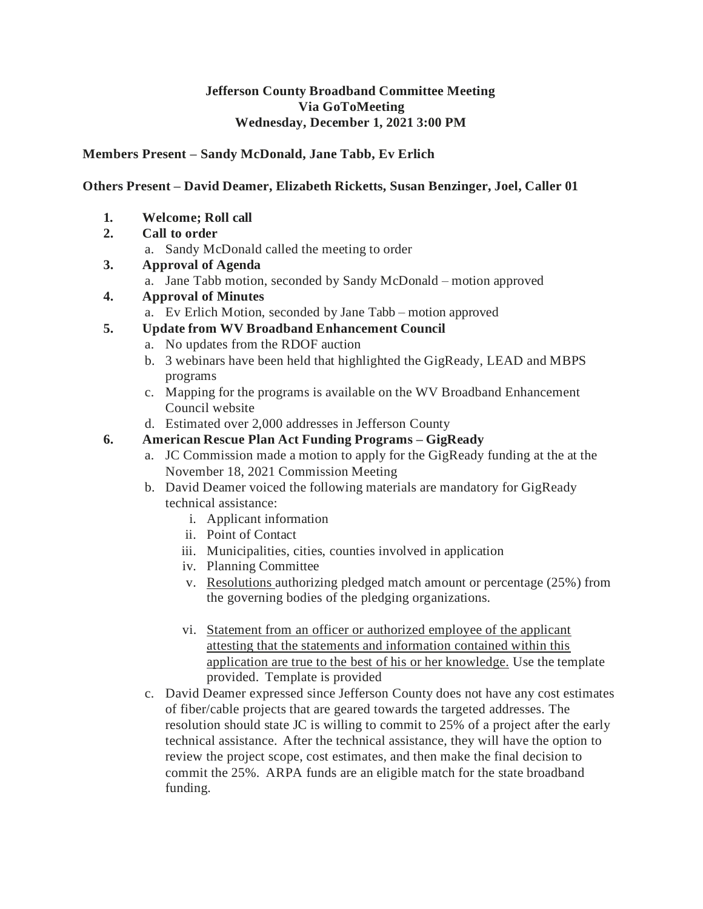**Jefferson County Broadband Committee Meeting**
**Via GoToMeeting**
**Wednesday, December 1, 2021 3:00 PM**

**Members Present – Sandy McDonald, Jane Tabb, Ev Erlich**

**Others Present – David Deamer, Elizabeth Ricketts, Susan Benzinger, Joel, Caller 01**

1. **Welcome; Roll call**
2. **Call to order**
   a. Sandy McDonald called the meeting to order
3. **Approval of Agenda**
   a. Jane Tabb motion, seconded by Sandy McDonald – motion approved
4. **Approval of Minutes**
   a. Ev Erlich Motion, seconded by Jane Tabb – motion approved
5. **Update from WV Broadband Enhancement Council**
   a. No updates from the RDOF auction
   b. 3 webinars have been held that highlighted the GigReady, LEAD and MBPS programs
   c. Mapping for the programs is available on the WV Broadband Enhancement Council website
   d. Estimated over 2,000 addresses in Jefferson County
6. **American Rescue Plan Act Funding Programs – GigReady**
   a. JC Commission made a motion to apply for the GigReady funding at the at the November 18, 2021 Commission Meeting
   b. David Deamer voiced the following materials are mandatory for GigReady technical assistance:
      i. Applicant information
      ii. Point of Contact
      iii. Municipalities, cities, counties involved in application
      iv. Planning Committee
      v. Resolutions authorizing pledged match amount or percentage (25%) from the governing bodies of the pledging organizations.
      vi. Statement from an officer or authorized employee of the applicant attesting that the statements and information contained within this application are true to the best of his or her knowledge. Use the template provided. Template is provided
   c. David Deamer expressed since Jefferson County does not have any cost estimates of fiber/cable projects that are geared towards the targeted addresses. The resolution should state JC is willing to commit to 25% of a project after the early technical assistance. After the technical assistance, they will have the option to review the project scope, cost estimates, and then make the final decision to commit the 25%. ARPA funds are an eligible match for the state broadband funding.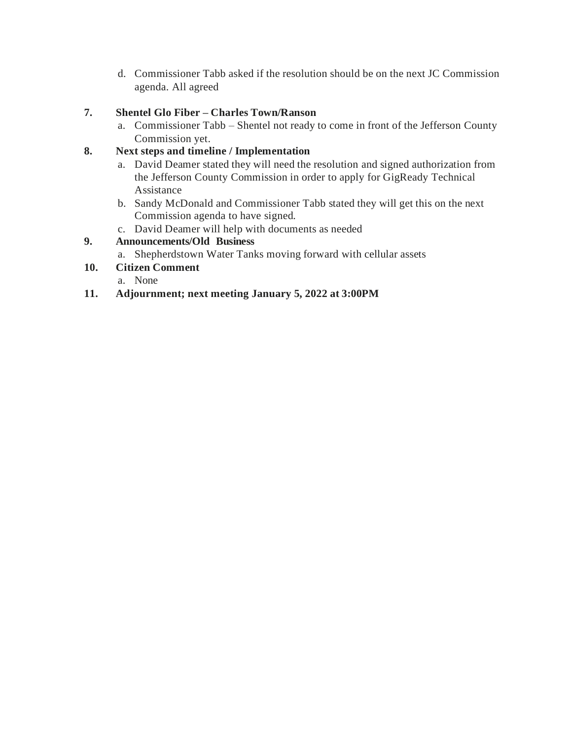d. Commissioner Tabb asked if the resolution should be on the next JC Commission agenda. All agreed

**7. Shentel Glo Fiber – Charles Town/Ranson**

   a. Commissioner Tabb – Shentel not ready to come in front of the Jefferson County Commission yet.

**8. Next steps and timeline / Implementation**

   a. David Deamer stated they will need the resolution and signed authorization from the Jefferson County Commission in order to apply for GigReady Technical Assistance
   b. Sandy McDonald and Commissioner Tabb stated they will get this on the next Commission agenda to have signed.
   c. David Deamer will help with documents as needed

**9. Announcements/Old Business**

   a. Shepherdstown Water Tanks moving forward with cellular assets

**10. Citizen Comment**

   a. None

**11. Adjournment; next meeting January 5, 2022 at 3:00PM**